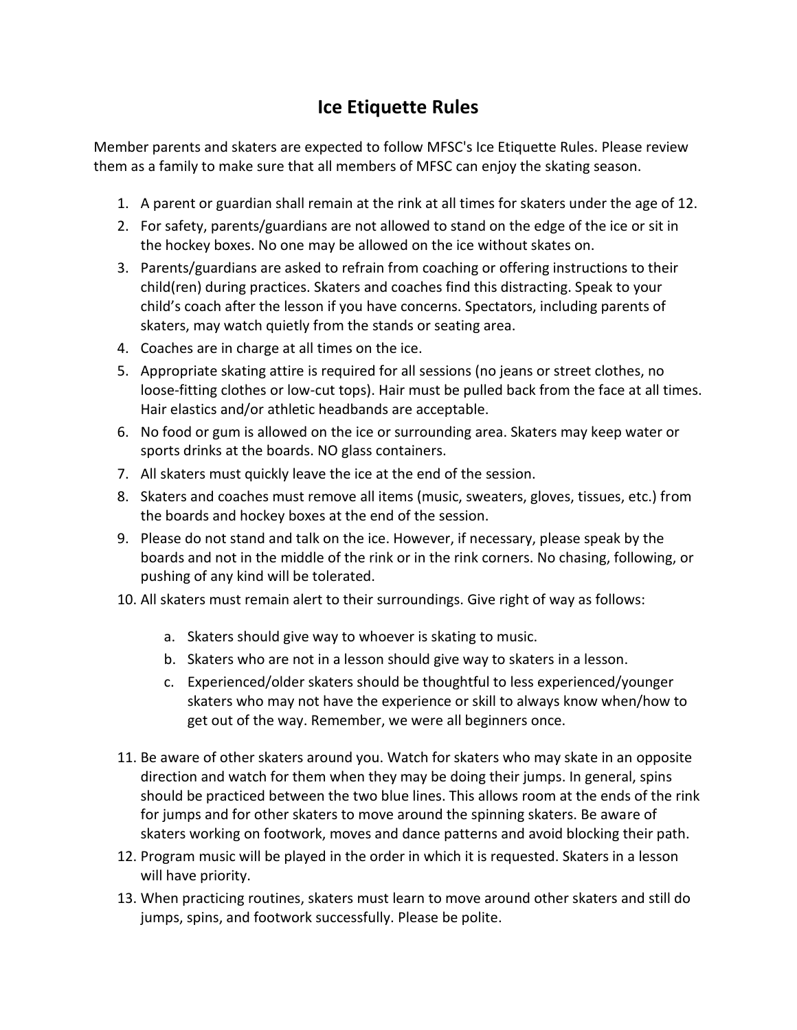# Ice Etiquette Rules

Member parents and skaters are expected to follow MFSC's Ice Etiquette Rules. Please review them as a family to make sure that all members of MFSC can enjoy the skating season.

1. A parent or guardian shall remain at the rink at all times for skaters under the age of 12.
2. For safety, parents/guardians are not allowed to stand on the edge of the ice or sit in the hockey boxes. No one may be allowed on the ice without skates on.
3. Parents/guardians are asked to refrain from coaching or offering instructions to their child(ren) during practices. Skaters and coaches find this distracting. Speak to your child's coach after the lesson if you have concerns. Spectators, including parents of skaters, may watch quietly from the stands or seating area.
4. Coaches are in charge at all times on the ice.
5. Appropriate skating attire is required for all sessions (no jeans or street clothes, no loose-fitting clothes or low-cut tops). Hair must be pulled back from the face at all times. Hair elastics and/or athletic headbands are acceptable.
6. No food or gum is allowed on the ice or surrounding area. Skaters may keep water or sports drinks at the boards. NO glass containers.
7. All skaters must quickly leave the ice at the end of the session.
8. Skaters and coaches must remove all items (music, sweaters, gloves, tissues, etc.) from the boards and hockey boxes at the end of the session.
9. Please do not stand and talk on the ice. However, if necessary, please speak by the boards and not in the middle of the rink or in the rink corners. No chasing, following, or pushing of any kind will be tolerated.
10. All skaters must remain alert to their surroundings. Give right of way as follows:

    a. Skaters should give way to whoever is skating to music.
    b. Skaters who are not in a lesson should give way to skaters in a lesson.
    c. Experienced/older skaters should be thoughtful to less experienced/younger skaters who may not have the experience or skill to always know when/how to get out of the way. Remember, we were all beginners once.

11. Be aware of other skaters around you. Watch for skaters who may skate in an opposite direction and watch for them when they may be doing their jumps. In general, spins should be practiced between the two blue lines. This allows room at the ends of the rink for jumps and for other skaters to move around the spinning skaters. Be aware of skaters working on footwork, moves and dance patterns and avoid blocking their path.
12. Program music will be played in the order in which it is requested. Skaters in a lesson will have priority.
13. When practicing routines, skaters must learn to move around other skaters and still do jumps, spins, and footwork successfully. Please be polite.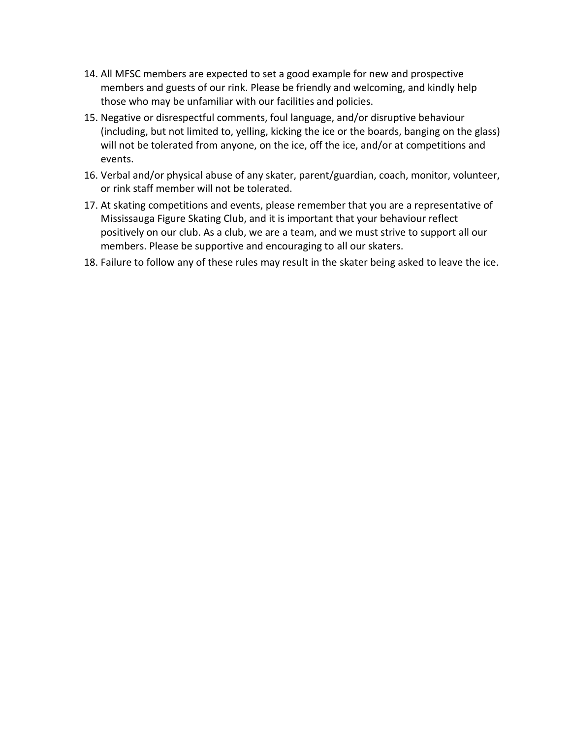14. All MFSC members are expected to set a good example for new and prospective members and guests of our rink. Please be friendly and welcoming, and kindly help those who may be unfamiliar with our facilities and policies.
15. Negative or disrespectful comments, foul language, and/or disruptive behaviour (including, but not limited to, yelling, kicking the ice or the boards, banging on the glass) will not be tolerated from anyone, on the ice, off the ice, and/or at competitions and events.
16. Verbal and/or physical abuse of any skater, parent/guardian, coach, monitor, volunteer, or rink staff member will not be tolerated.
17. At skating competitions and events, please remember that you are a representative of Mississauga Figure Skating Club, and it is important that your behaviour reflect positively on our club. As a club, we are a team, and we must strive to support all our members. Please be supportive and encouraging to all our skaters.
18. Failure to follow any of these rules may result in the skater being asked to leave the ice.